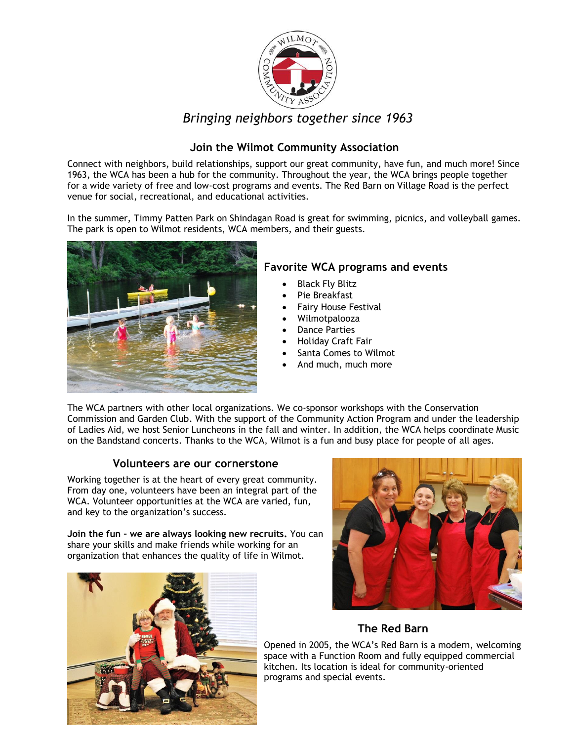*Bringing neighbors together since 1963*

## Join the Wilmot Community Association

Connect with neighbors, build relationships, support our great community, have fun, and much more! Since 1963, the WCA has been a hub for the community. Throughout the year, the WCA brings people together for a wide variety of free and low-cost programs and events. The Red Barn on Village Road is the perfect venue for social, recreational, and educational activities.

In the summer, Timmy Patten Park on Shindagan Road is great for swimming, picnics, and volleyball games. The park is open to Wilmot residents, WCA members, and their guests.

### Favorite WCA programs and events

- Black Fly Blitz
- Pie Breakfast
- Fairy House Festival
- Wilmotpalooza
- Dance Parties
- Holiday Craft Fair
- Santa Comes to Wilmot
- And much, much more

The WCA partners with other local organizations. We co-sponsor workshops with the Conservation Commission and Garden Club. With the support of the Community Action Program and under the leadership of Ladies Aid, we host Senior Luncheons in the fall and winter. In addition, the WCA helps coordinate Music on the Bandstand concerts. Thanks to the WCA, Wilmot is a fun and busy place for people of all ages.

### Volunteers are our cornerstone

Working together is at the heart of every great community. From day one, volunteers have been an integral part of the WCA. Volunteer opportunities at the WCA are varied, fun, and key to the organization's success.

**Join the fun – we are always looking new recruits.** You can share your skills and make friends while working for an organization that enhances the quality of life in Wilmot.

### The Red Barn

Opened in 2005, the WCA's Red Barn is a modern, welcoming space with a Function Room and fully equipped commercial kitchen. Its location is ideal for community-oriented programs and special events.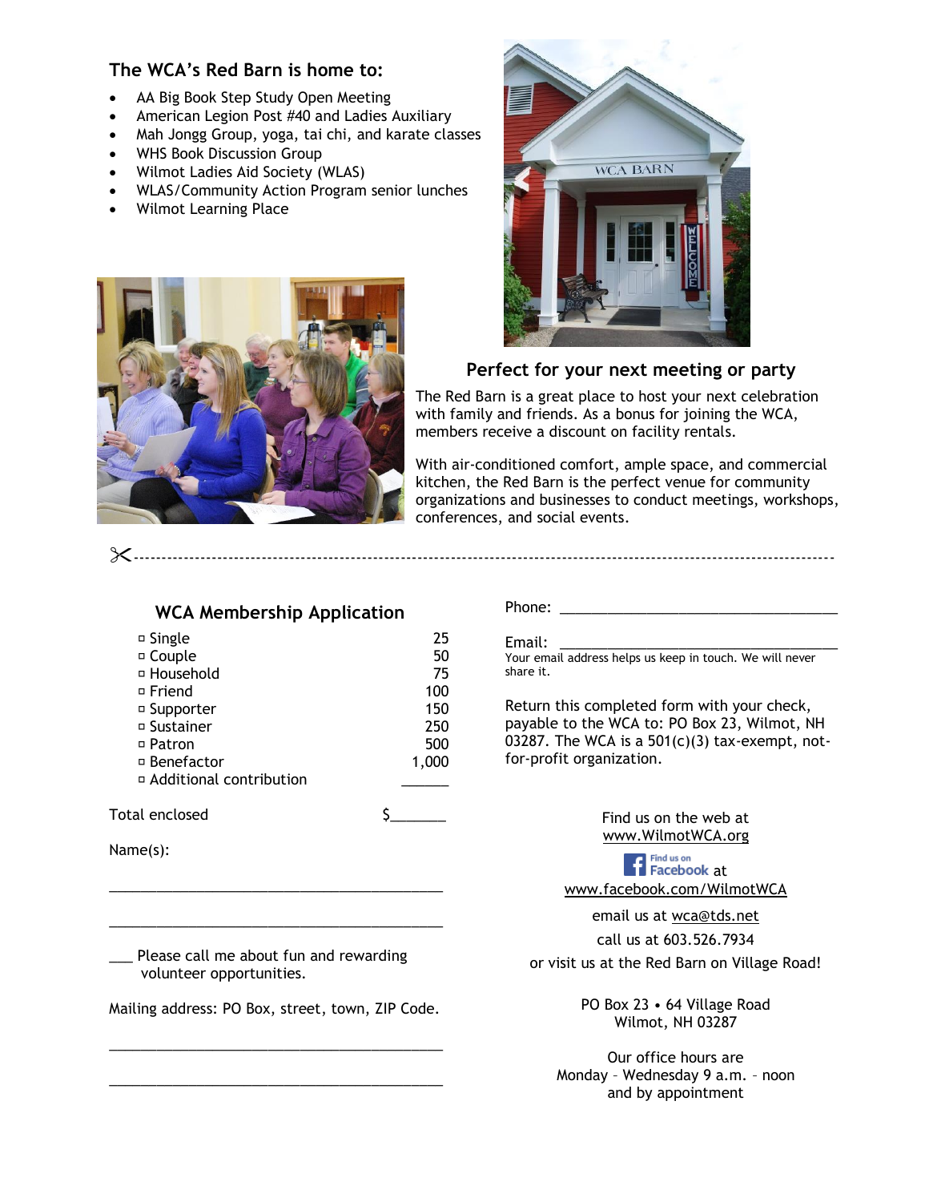## The WCA's Red Barn is home to:

- AA Big Book Step Study Open Meeting
- American Legion Post #40 and Ladies Auxiliary
- Mah Jongg Group, yoga, tai chi, and karate classes
- WHS Book Discussion Group
- Wilmot Ladies Aid Society (WLAS)
- WLAS/Community Action Program senior lunches
- Wilmot Learning Place

## Perfect for your next meeting or party

The Red Barn is a great place to host your next celebration with family and friends. As a bonus for joining the WCA, members receive a discount on facility rentals.

With air-conditioned comfort, ample space, and commercial kitchen, the Red Barn is the perfect venue for community organizations and businesses to conduct meetings, workshops, conferences, and social events.

---

## WCA Membership Application

| | |
|---|---|
| ▫ Single | 25 |
| ▫ Couple | 50 |
| ▫ Household | 75 |
| ▫ Friend | 100 |
| ▫ Supporter | 150 |
| ▫ Sustainer | 250 |
| ▫ Patron | 500 |
| ▫ Benefactor | 1,000 |
| ▫ Additional contribution | ______ |

Total enclosed $_______

Name(s):

__________________________________________

__________________________________________

___ Please call me about fun and rewarding volunteer opportunities.

Mailing address: PO Box, street, town, ZIP Code.

__________________________________________

__________________________________________

Phone: ___________________________________

Email: ___________________________________

Your email address helps us keep in touch. We will never share it.

Return this completed form with your check, payable to the WCA to: PO Box 23, Wilmot, NH 03287. The WCA is a 501(c)(3) tax-exempt, not-for-profit organization.

Find us on the web at
www.WilmotWCA.org

Find us on Facebook at
www.facebook.com/WilmotWCA

email us at wca@tds.net

call us at 603.526.7934

or visit us at the Red Barn on Village Road!

PO Box 23 • 64 Village Road
Wilmot, NH 03287

Our office hours are
Monday – Wednesday 9 a.m. – noon
and by appointment